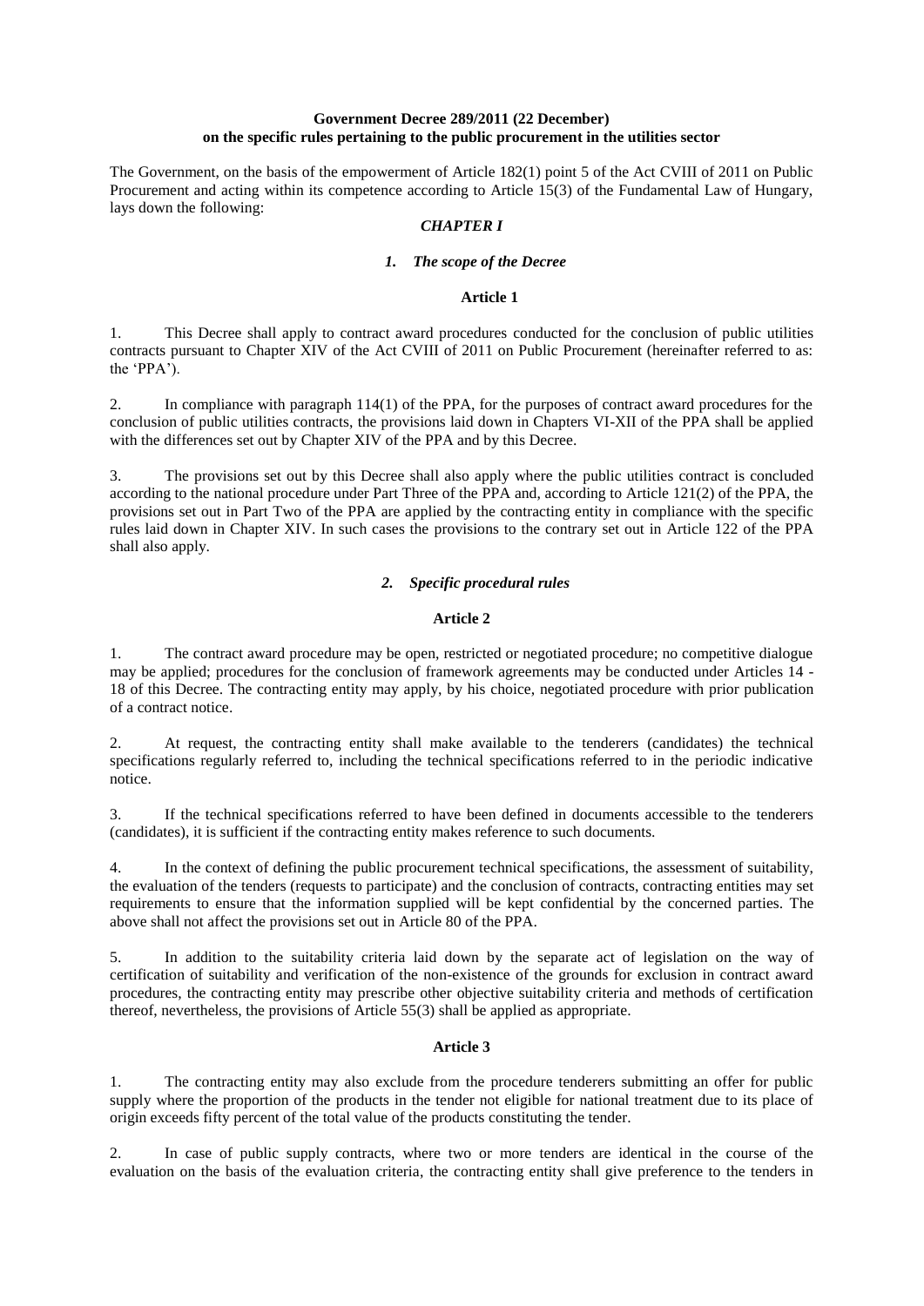**Government Decree 289/2011 (22 December)**
**on the specific rules pertaining to the public procurement in the utilities sector**

The Government, on the basis of the empowerment of Article 182(1) point 5 of the Act CVIII of 2011 on Public Procurement and acting within its competence according to Article 15(3) of the Fundamental Law of Hungary, lays down the following:

## *CHAPTER I*

### *1. The scope of the Decree*

#### Article 1

1. This Decree shall apply to contract award procedures conducted for the conclusion of public utilities contracts pursuant to Chapter XIV of the Act CVIII of 2011 on Public Procurement (hereinafter referred to as: the 'PPA').

2. In compliance with paragraph 114(1) of the PPA, for the purposes of contract award procedures for the conclusion of public utilities contracts, the provisions laid down in Chapters VI-XII of the PPA shall be applied with the differences set out by Chapter XIV of the PPA and by this Decree.

3. The provisions set out by this Decree shall also apply where the public utilities contract is concluded according to the national procedure under Part Three of the PPA and, according to Article 121(2) of the PPA, the provisions set out in Part Two of the PPA are applied by the contracting entity in compliance with the specific rules laid down in Chapter XIV. In such cases the provisions to the contrary set out in Article 122 of the PPA shall also apply.

### *2. Specific procedural rules*

#### Article 2

1. The contract award procedure may be open, restricted or negotiated procedure; no competitive dialogue may be applied; procedures for the conclusion of framework agreements may be conducted under Articles 14 - 18 of this Decree. The contracting entity may apply, by his choice, negotiated procedure with prior publication of a contract notice.

2. At request, the contracting entity shall make available to the tenderers (candidates) the technical specifications regularly referred to, including the technical specifications referred to in the periodic indicative notice.

3. If the technical specifications referred to have been defined in documents accessible to the tenderers (candidates), it is sufficient if the contracting entity makes reference to such documents.

4. In the context of defining the public procurement technical specifications, the assessment of suitability, the evaluation of the tenders (requests to participate) and the conclusion of contracts, contracting entities may set requirements to ensure that the information supplied will be kept confidential by the concerned parties. The above shall not affect the provisions set out in Article 80 of the PPA.

5. In addition to the suitability criteria laid down by the separate act of legislation on the way of certification of suitability and verification of the non-existence of the grounds for exclusion in contract award procedures, the contracting entity may prescribe other objective suitability criteria and methods of certification thereof, nevertheless, the provisions of Article 55(3) shall be applied as appropriate.

#### Article 3

1. The contracting entity may also exclude from the procedure tenderers submitting an offer for public supply where the proportion of the products in the tender not eligible for national treatment due to its place of origin exceeds fifty percent of the total value of the products constituting the tender.

2. In case of public supply contracts, where two or more tenders are identical in the course of the evaluation on the basis of the evaluation criteria, the contracting entity shall give preference to the tenders in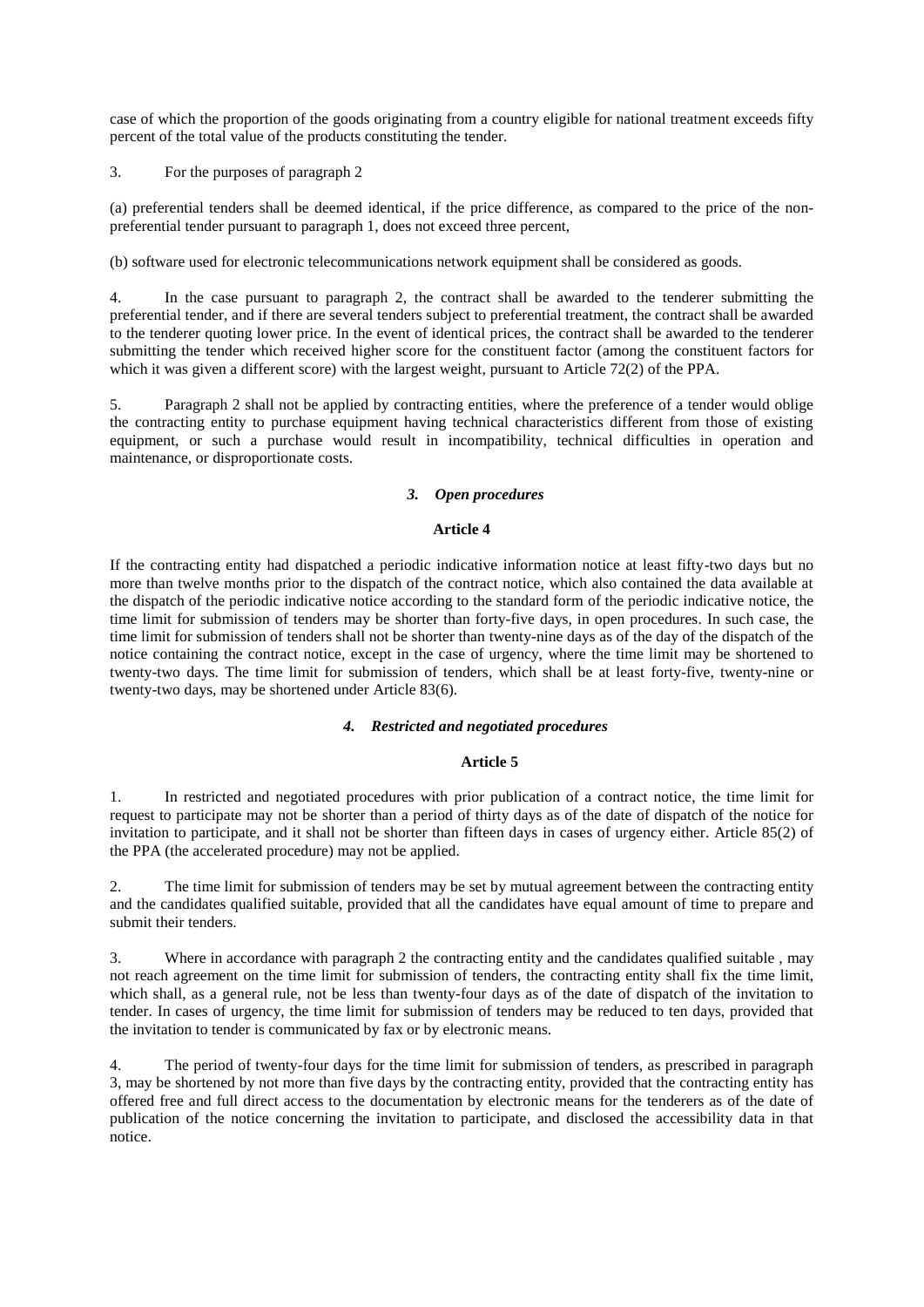case of which the proportion of the goods originating from a country eligible for national treatment exceeds fifty percent of the total value of the products constituting the tender.

3. For the purposes of paragraph 2

(a) preferential tenders shall be deemed identical, if the price difference, as compared to the price of the non-preferential tender pursuant to paragraph 1, does not exceed three percent,

(b) software used for electronic telecommunications network equipment shall be considered as goods.

4. In the case pursuant to paragraph 2, the contract shall be awarded to the tenderer submitting the preferential tender, and if there are several tenders subject to preferential treatment, the contract shall be awarded to the tenderer quoting lower price. In the event of identical prices, the contract shall be awarded to the tenderer submitting the tender which received higher score for the constituent factor (among the constituent factors for which it was given a different score) with the largest weight, pursuant to Article 72(2) of the PPA.

5. Paragraph 2 shall not be applied by contracting entities, where the preference of a tender would oblige the contracting entity to purchase equipment having technical characteristics different from those of existing equipment, or such a purchase would result in incompatibility, technical difficulties in operation and maintenance, or disproportionate costs.

### *3. Open procedures*

**Article 4**

If the contracting entity had dispatched a periodic indicative information notice at least fifty-two days but no more than twelve months prior to the dispatch of the contract notice, which also contained the data available at the dispatch of the periodic indicative notice according to the standard form of the periodic indicative notice, the time limit for submission of tenders may be shorter than forty-five days, in open procedures. In such case, the time limit for submission of tenders shall not be shorter than twenty-nine days as of the day of the dispatch of the notice containing the contract notice, except in the case of urgency, where the time limit may be shortened to twenty-two days. The time limit for submission of tenders, which shall be at least forty-five, twenty-nine or twenty-two days, may be shortened under Article 83(6).

### *4. Restricted and negotiated procedures*

**Article 5**

1. In restricted and negotiated procedures with prior publication of a contract notice, the time limit for request to participate may not be shorter than a period of thirty days as of the date of dispatch of the notice for invitation to participate, and it shall not be shorter than fifteen days in cases of urgency either. Article 85(2) of the PPA (the accelerated procedure) may not be applied.

2. The time limit for submission of tenders may be set by mutual agreement between the contracting entity and the candidates qualified suitable, provided that all the candidates have equal amount of time to prepare and submit their tenders.

3. Where in accordance with paragraph 2 the contracting entity and the candidates qualified suitable , may not reach agreement on the time limit for submission of tenders, the contracting entity shall fix the time limit, which shall, as a general rule, not be less than twenty-four days as of the date of dispatch of the invitation to tender. In cases of urgency, the time limit for submission of tenders may be reduced to ten days, provided that the invitation to tender is communicated by fax or by electronic means.

4. The period of twenty-four days for the time limit for submission of tenders, as prescribed in paragraph 3, may be shortened by not more than five days by the contracting entity, provided that the contracting entity has offered free and full direct access to the documentation by electronic means for the tenderers as of the date of publication of the notice concerning the invitation to participate, and disclosed the accessibility data in that notice.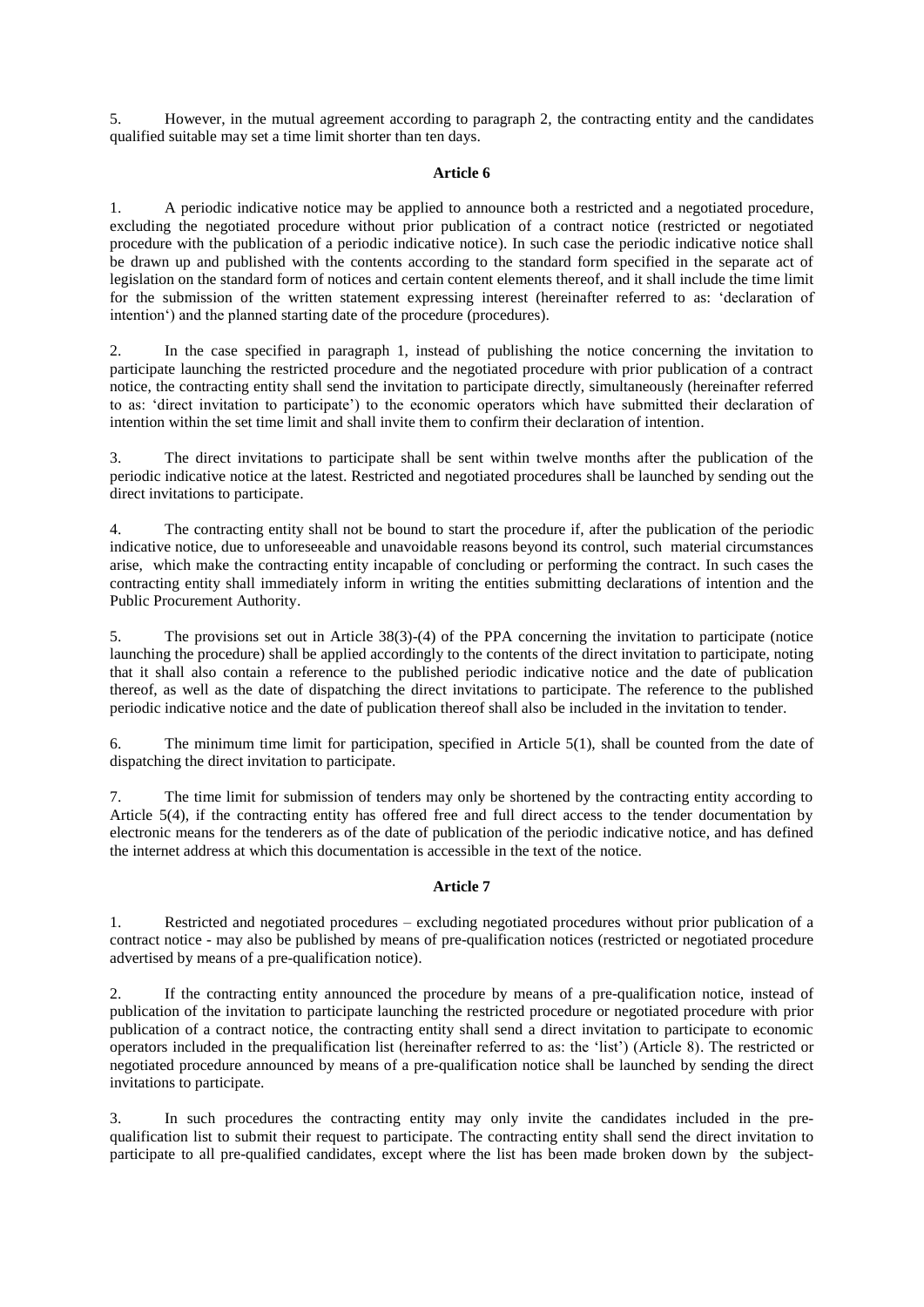5. However, in the mutual agreement according to paragraph 2, the contracting entity and the candidates qualified suitable may set a time limit shorter than ten days.

**Article 6**

1. A periodic indicative notice may be applied to announce both a restricted and a negotiated procedure, excluding the negotiated procedure without prior publication of a contract notice (restricted or negotiated procedure with the publication of a periodic indicative notice). In such case the periodic indicative notice shall be drawn up and published with the contents according to the standard form specified in the separate act of legislation on the standard form of notices and certain content elements thereof, and it shall include the time limit for the submission of the written statement expressing interest (hereinafter referred to as: 'declaration of intention') and the planned starting date of the procedure (procedures).

2. In the case specified in paragraph 1, instead of publishing the notice concerning the invitation to participate launching the restricted procedure and the negotiated procedure with prior publication of a contract notice, the contracting entity shall send the invitation to participate directly, simultaneously (hereinafter referred to as: 'direct invitation to participate') to the economic operators which have submitted their declaration of intention within the set time limit and shall invite them to confirm their declaration of intention.

3. The direct invitations to participate shall be sent within twelve months after the publication of the periodic indicative notice at the latest. Restricted and negotiated procedures shall be launched by sending out the direct invitations to participate.

4. The contracting entity shall not be bound to start the procedure if, after the publication of the periodic indicative notice, due to unforeseeable and unavoidable reasons beyond its control, such material circumstances arise, which make the contracting entity incapable of concluding or performing the contract. In such cases the contracting entity shall immediately inform in writing the entities submitting declarations of intention and the Public Procurement Authority.

5. The provisions set out in Article 38(3)-(4) of the PPA concerning the invitation to participate (notice launching the procedure) shall be applied accordingly to the contents of the direct invitation to participate, noting that it shall also contain a reference to the published periodic indicative notice and the date of publication thereof, as well as the date of dispatching the direct invitations to participate. The reference to the published periodic indicative notice and the date of publication thereof shall also be included in the invitation to tender.

6. The minimum time limit for participation, specified in Article 5(1), shall be counted from the date of dispatching the direct invitation to participate.

7. The time limit for submission of tenders may only be shortened by the contracting entity according to Article 5(4), if the contracting entity has offered free and full direct access to the tender documentation by electronic means for the tenderers as of the date of publication of the periodic indicative notice, and has defined the internet address at which this documentation is accessible in the text of the notice.

**Article 7**

1. Restricted and negotiated procedures – excluding negotiated procedures without prior publication of a contract notice - may also be published by means of pre-qualification notices (restricted or negotiated procedure advertised by means of a pre-qualification notice).

2. If the contracting entity announced the procedure by means of a pre-qualification notice, instead of publication of the invitation to participate launching the restricted procedure or negotiated procedure with prior publication of a contract notice, the contracting entity shall send a direct invitation to participate to economic operators included in the prequalification list (hereinafter referred to as: the 'list') (Article 8). The restricted or negotiated procedure announced by means of a pre-qualification notice shall be launched by sending the direct invitations to participate.

3. In such procedures the contracting entity may only invite the candidates included in the pre-qualification list to submit their request to participate. The contracting entity shall send the direct invitation to participate to all pre-qualified candidates, except where the list has been made broken down by the subject-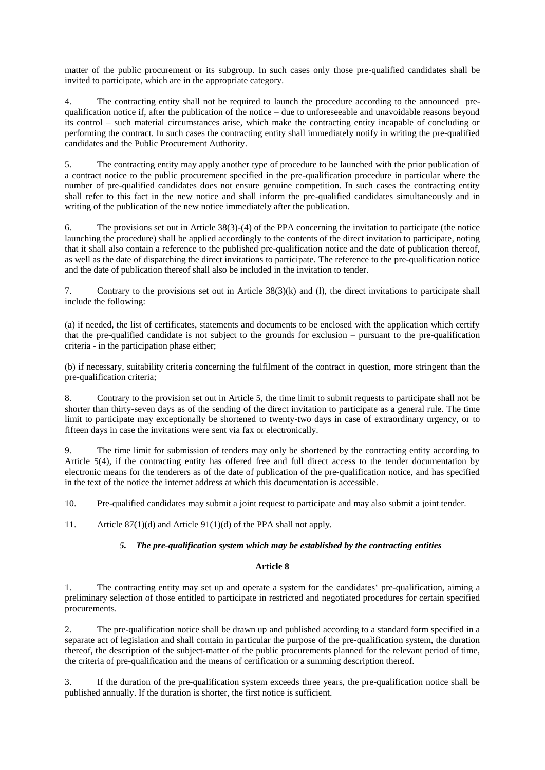matter of the public procurement or its subgroup. In such cases only those pre-qualified candidates shall be invited to participate, which are in the appropriate category.

4. The contracting entity shall not be required to launch the procedure according to the announced pre-qualification notice if, after the publication of the notice – due to unforeseeable and unavoidable reasons beyond its control – such material circumstances arise, which make the contracting entity incapable of concluding or performing the contract. In such cases the contracting entity shall immediately notify in writing the pre-qualified candidates and the Public Procurement Authority.

5. The contracting entity may apply another type of procedure to be launched with the prior publication of a contract notice to the public procurement specified in the pre-qualification procedure in particular where the number of pre-qualified candidates does not ensure genuine competition. In such cases the contracting entity shall refer to this fact in the new notice and shall inform the pre-qualified candidates simultaneously and in writing of the publication of the new notice immediately after the publication.

6. The provisions set out in Article 38(3)-(4) of the PPA concerning the invitation to participate (the notice launching the procedure) shall be applied accordingly to the contents of the direct invitation to participate, noting that it shall also contain a reference to the published pre-qualification notice and the date of publication thereof, as well as the date of dispatching the direct invitations to participate. The reference to the pre-qualification notice and the date of publication thereof shall also be included in the invitation to tender.

7. Contrary to the provisions set out in Article 38(3)(k) and (l), the direct invitations to participate shall include the following:

(a) if needed, the list of certificates, statements and documents to be enclosed with the application which certify that the pre-qualified candidate is not subject to the grounds for exclusion – pursuant to the pre-qualification criteria - in the participation phase either;

(b) if necessary, suitability criteria concerning the fulfilment of the contract in question, more stringent than the pre-qualification criteria;

8. Contrary to the provision set out in Article 5, the time limit to submit requests to participate shall not be shorter than thirty-seven days as of the sending of the direct invitation to participate as a general rule. The time limit to participate may exceptionally be shortened to twenty-two days in case of extraordinary urgency, or to fifteen days in case the invitations were sent via fax or electronically.

9. The time limit for submission of tenders may only be shortened by the contracting entity according to Article 5(4), if the contracting entity has offered free and full direct access to the tender documentation by electronic means for the tenderers as of the date of publication of the pre-qualification notice, and has specified in the text of the notice the internet address at which this documentation is accessible.

10. Pre-qualified candidates may submit a joint request to participate and may also submit a joint tender.

11. Article 87(1)(d) and Article 91(1)(d) of the PPA shall not apply.

### *5. The pre-qualification system which may be established by the contracting entities*

**Article 8**

1. The contracting entity may set up and operate a system for the candidates' pre-qualification, aiming a preliminary selection of those entitled to participate in restricted and negotiated procedures for certain specified procurements.

2. The pre-qualification notice shall be drawn up and published according to a standard form specified in a separate act of legislation and shall contain in particular the purpose of the pre-qualification system, the duration thereof, the description of the subject-matter of the public procurements planned for the relevant period of time, the criteria of pre-qualification and the means of certification or a summing description thereof.

3. If the duration of the pre-qualification system exceeds three years, the pre-qualification notice shall be published annually. If the duration is shorter, the first notice is sufficient.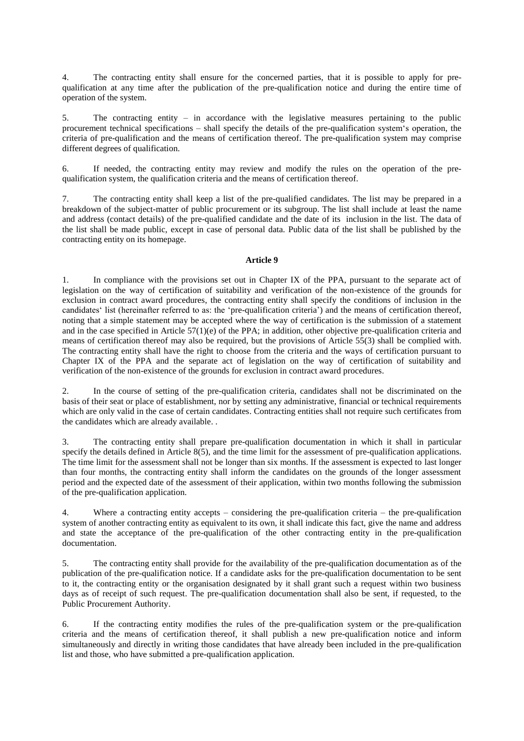4. The contracting entity shall ensure for the concerned parties, that it is possible to apply for pre-qualification at any time after the publication of the pre-qualification notice and during the entire time of operation of the system.

5. The contracting entity – in accordance with the legislative measures pertaining to the public procurement technical specifications – shall specify the details of the pre-qualification system's operation, the criteria of pre-qualification and the means of certification thereof. The pre-qualification system may comprise different degrees of qualification.

6. If needed, the contracting entity may review and modify the rules on the operation of the pre-qualification system, the qualification criteria and the means of certification thereof.

7. The contracting entity shall keep a list of the pre-qualified candidates. The list may be prepared in a breakdown of the subject-matter of public procurement or its subgroup. The list shall include at least the name and address (contact details) of the pre-qualified candidate and the date of its inclusion in the list. The data of the list shall be made public, except in case of personal data. Public data of the list shall be published by the contracting entity on its homepage.

**Article 9**

1. In compliance with the provisions set out in Chapter IX of the PPA, pursuant to the separate act of legislation on the way of certification of suitability and verification of the non-existence of the grounds for exclusion in contract award procedures, the contracting entity shall specify the conditions of inclusion in the candidates' list (hereinafter referred to as: the 'pre-qualification criteria') and the means of certification thereof, noting that a simple statement may be accepted where the way of certification is the submission of a statement and in the case specified in Article 57(1)(e) of the PPA; in addition, other objective pre-qualification criteria and means of certification thereof may also be required, but the provisions of Article 55(3) shall be complied with. The contracting entity shall have the right to choose from the criteria and the ways of certification pursuant to Chapter IX of the PPA and the separate act of legislation on the way of certification of suitability and verification of the non-existence of the grounds for exclusion in contract award procedures.

2. In the course of setting of the pre-qualification criteria, candidates shall not be discriminated on the basis of their seat or place of establishment, nor by setting any administrative, financial or technical requirements which are only valid in the case of certain candidates. Contracting entities shall not require such certificates from the candidates which are already available. .

3. The contracting entity shall prepare pre-qualification documentation in which it shall in particular specify the details defined in Article 8(5), and the time limit for the assessment of pre-qualification applications. The time limit for the assessment shall not be longer than six months. If the assessment is expected to last longer than four months, the contracting entity shall inform the candidates on the grounds of the longer assessment period and the expected date of the assessment of their application, within two months following the submission of the pre-qualification application.

4. Where a contracting entity accepts – considering the pre-qualification criteria – the pre-qualification system of another contracting entity as equivalent to its own, it shall indicate this fact, give the name and address and state the acceptance of the pre-qualification of the other contracting entity in the pre-qualification documentation.

5. The contracting entity shall provide for the availability of the pre-qualification documentation as of the publication of the pre-qualification notice. If a candidate asks for the pre-qualification documentation to be sent to it, the contracting entity or the organisation designated by it shall grant such a request within two business days as of receipt of such request. The pre-qualification documentation shall also be sent, if requested, to the Public Procurement Authority.

6. If the contracting entity modifies the rules of the pre-qualification system or the pre-qualification criteria and the means of certification thereof, it shall publish a new pre-qualification notice and inform simultaneously and directly in writing those candidates that have already been included in the pre-qualification list and those, who have submitted a pre-qualification application.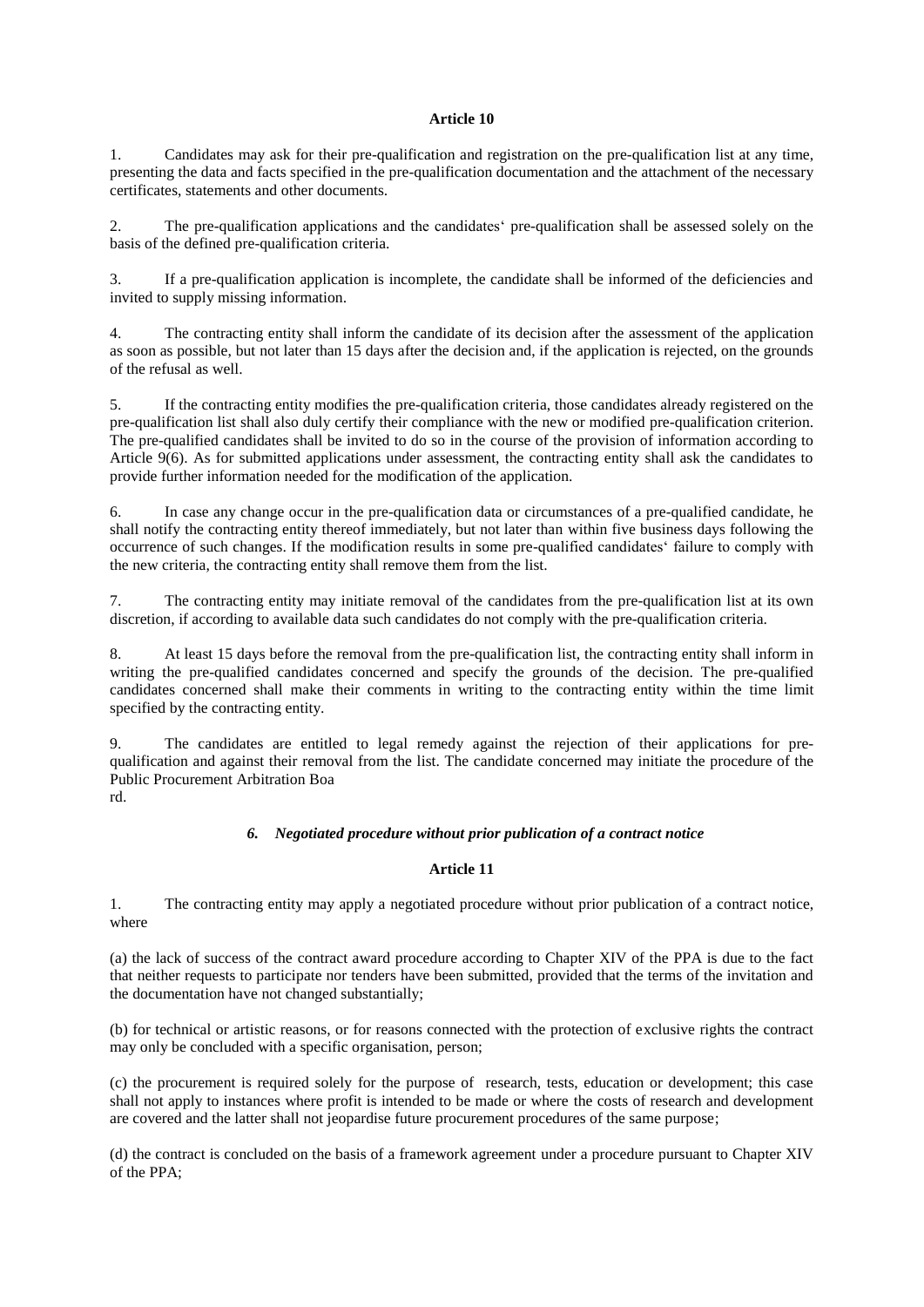**Article 10**

1. Candidates may ask for their pre-qualification and registration on the pre-qualification list at any time, presenting the data and facts specified in the pre-qualification documentation and the attachment of the necessary certificates, statements and other documents.

2. The pre-qualification applications and the candidates' pre-qualification shall be assessed solely on the basis of the defined pre-qualification criteria.

3. If a pre-qualification application is incomplete, the candidate shall be informed of the deficiencies and invited to supply missing information.

4. The contracting entity shall inform the candidate of its decision after the assessment of the application as soon as possible, but not later than 15 days after the decision and, if the application is rejected, on the grounds of the refusal as well.

5. If the contracting entity modifies the pre-qualification criteria, those candidates already registered on the pre-qualification list shall also duly certify their compliance with the new or modified pre-qualification criterion. The pre-qualified candidates shall be invited to do so in the course of the provision of information according to Article 9(6). As for submitted applications under assessment, the contracting entity shall ask the candidates to provide further information needed for the modification of the application.

6. In case any change occur in the pre-qualification data or circumstances of a pre-qualified candidate, he shall notify the contracting entity thereof immediately, but not later than within five business days following the occurrence of such changes. If the modification results in some pre-qualified candidates' failure to comply with the new criteria, the contracting entity shall remove them from the list.

7. The contracting entity may initiate removal of the candidates from the pre-qualification list at its own discretion, if according to available data such candidates do not comply with the pre-qualification criteria.

8. At least 15 days before the removal from the pre-qualification list, the contracting entity shall inform in writing the pre-qualified candidates concerned and specify the grounds of the decision. The pre-qualified candidates concerned shall make their comments in writing to the contracting entity within the time limit specified by the contracting entity.

9. The candidates are entitled to legal remedy against the rejection of their applications for pre-qualification and against their removal from the list. The candidate concerned may initiate the procedure of the Public Procurement Arbitration Boa
rd.

### *6. Negotiated procedure without prior publication of a contract notice*

**Article 11**

1. The contracting entity may apply a negotiated procedure without prior publication of a contract notice, where

(a) the lack of success of the contract award procedure according to Chapter XIV of the PPA is due to the fact that neither requests to participate nor tenders have been submitted, provided that the terms of the invitation and the documentation have not changed substantially;

(b) for technical or artistic reasons, or for reasons connected with the protection of exclusive rights the contract may only be concluded with a specific organisation, person;

(c) the procurement is required solely for the purpose of research, tests, education or development; this case shall not apply to instances where profit is intended to be made or where the costs of research and development are covered and the latter shall not jeopardise future procurement procedures of the same purpose;

(d) the contract is concluded on the basis of a framework agreement under a procedure pursuant to Chapter XIV of the PPA;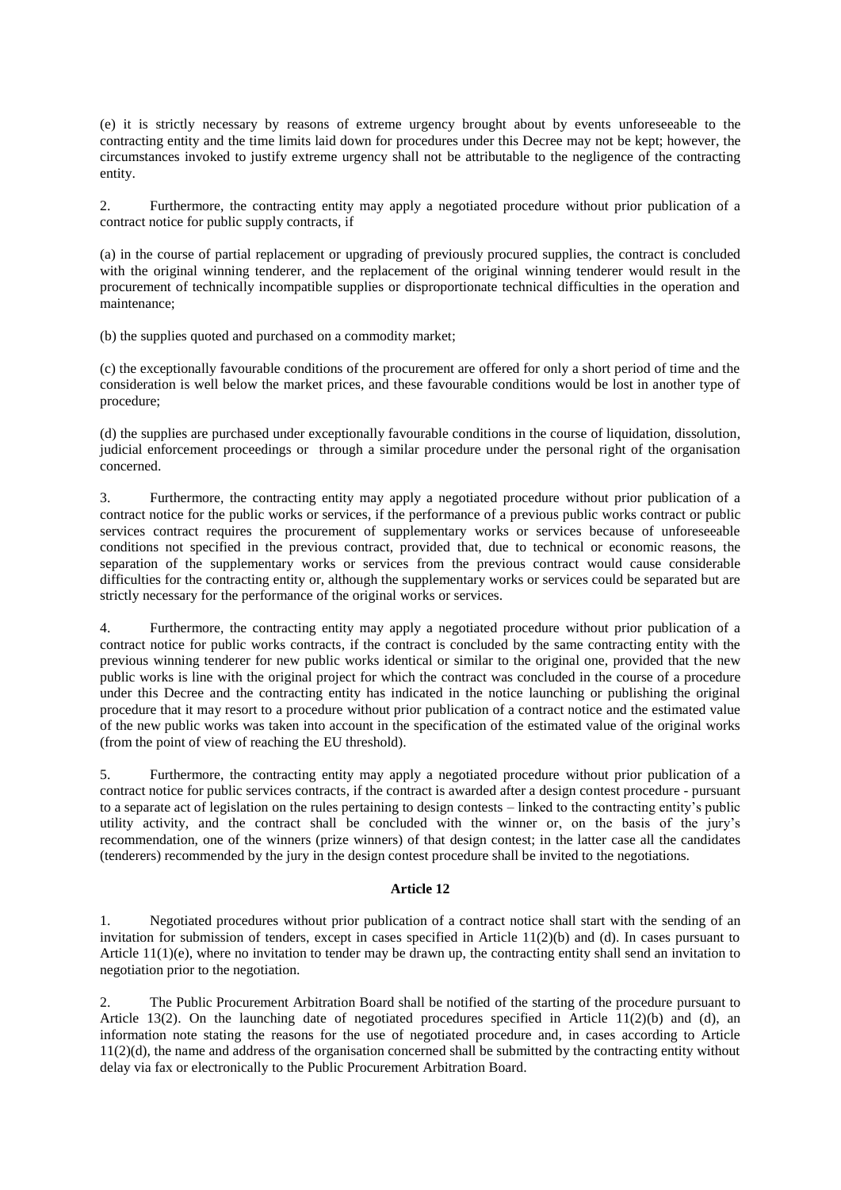(e) it is strictly necessary by reasons of extreme urgency brought about by events unforeseeable to the contracting entity and the time limits laid down for procedures under this Decree may not be kept; however, the circumstances invoked to justify extreme urgency shall not be attributable to the negligence of the contracting entity.

2. Furthermore, the contracting entity may apply a negotiated procedure without prior publication of a contract notice for public supply contracts, if

(a) in the course of partial replacement or upgrading of previously procured supplies, the contract is concluded with the original winning tenderer, and the replacement of the original winning tenderer would result in the procurement of technically incompatible supplies or disproportionate technical difficulties in the operation and maintenance;

(b) the supplies quoted and purchased on a commodity market;

(c) the exceptionally favourable conditions of the procurement are offered for only a short period of time and the consideration is well below the market prices, and these favourable conditions would be lost in another type of procedure;

(d) the supplies are purchased under exceptionally favourable conditions in the course of liquidation, dissolution, judicial enforcement proceedings or through a similar procedure under the personal right of the organisation concerned.

3. Furthermore, the contracting entity may apply a negotiated procedure without prior publication of a contract notice for the public works or services, if the performance of a previous public works contract or public services contract requires the procurement of supplementary works or services because of unforeseeable conditions not specified in the previous contract, provided that, due to technical or economic reasons, the separation of the supplementary works or services from the previous contract would cause considerable difficulties for the contracting entity or, although the supplementary works or services could be separated but are strictly necessary for the performance of the original works or services.

4. Furthermore, the contracting entity may apply a negotiated procedure without prior publication of a contract notice for public works contracts, if the contract is concluded by the same contracting entity with the previous winning tenderer for new public works identical or similar to the original one, provided that the new public works is line with the original project for which the contract was concluded in the course of a procedure under this Decree and the contracting entity has indicated in the notice launching or publishing the original procedure that it may resort to a procedure without prior publication of a contract notice and the estimated value of the new public works was taken into account in the specification of the estimated value of the original works (from the point of view of reaching the EU threshold).

5. Furthermore, the contracting entity may apply a negotiated procedure without prior publication of a contract notice for public services contracts, if the contract is awarded after a design contest procedure - pursuant to a separate act of legislation on the rules pertaining to design contests – linked to the contracting entity's public utility activity, and the contract shall be concluded with the winner or, on the basis of the jury's recommendation, one of the winners (prize winners) of that design contest; in the latter case all the candidates (tenderers) recommended by the jury in the design contest procedure shall be invited to the negotiations.

**Article 12**

1. Negotiated procedures without prior publication of a contract notice shall start with the sending of an invitation for submission of tenders, except in cases specified in Article 11(2)(b) and (d). In cases pursuant to Article 11(1)(e), where no invitation to tender may be drawn up, the contracting entity shall send an invitation to negotiation prior to the negotiation.

2. The Public Procurement Arbitration Board shall be notified of the starting of the procedure pursuant to Article 13(2). On the launching date of negotiated procedures specified in Article 11(2)(b) and (d), an information note stating the reasons for the use of negotiated procedure and, in cases according to Article 11(2)(d), the name and address of the organisation concerned shall be submitted by the contracting entity without delay via fax or electronically to the Public Procurement Arbitration Board.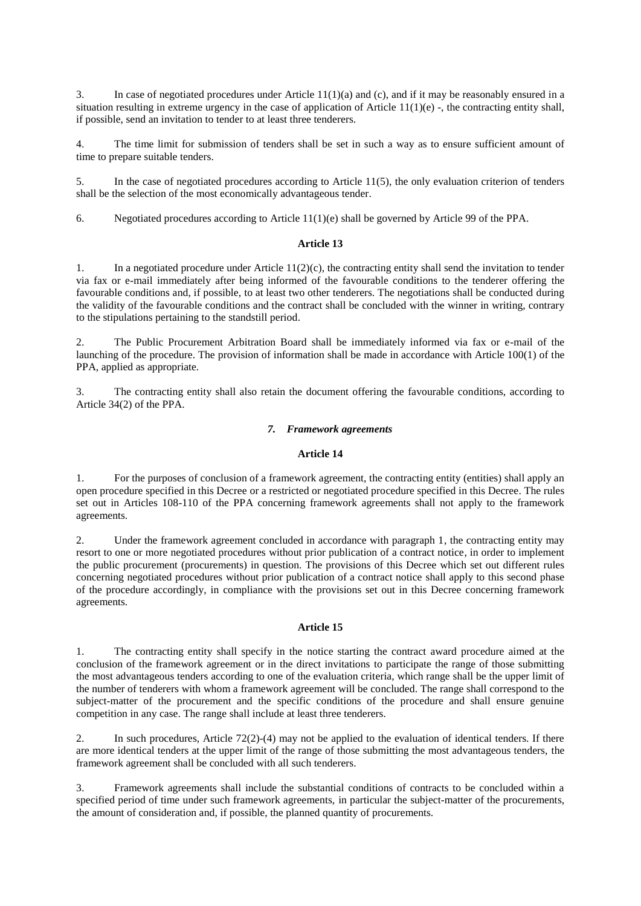3. In case of negotiated procedures under Article 11(1)(a) and (c), and if it may be reasonably ensured in a situation resulting in extreme urgency in the case of application of Article 11(1)(e) -, the contracting entity shall, if possible, send an invitation to tender to at least three tenderers.

4. The time limit for submission of tenders shall be set in such a way as to ensure sufficient amount of time to prepare suitable tenders.

5. In the case of negotiated procedures according to Article 11(5), the only evaluation criterion of tenders shall be the selection of the most economically advantageous tender.

6. Negotiated procedures according to Article 11(1)(e) shall be governed by Article 99 of the PPA.

**Article 13**

1. In a negotiated procedure under Article 11(2)(c), the contracting entity shall send the invitation to tender via fax or e-mail immediately after being informed of the favourable conditions to the tenderer offering the favourable conditions and, if possible, to at least two other tenderers. The negotiations shall be conducted during the validity of the favourable conditions and the contract shall be concluded with the winner in writing, contrary to the stipulations pertaining to the standstill period.

2. The Public Procurement Arbitration Board shall be immediately informed via fax or e-mail of the launching of the procedure. The provision of information shall be made in accordance with Article 100(1) of the PPA, applied as appropriate.

3. The contracting entity shall also retain the document offering the favourable conditions, according to Article 34(2) of the PPA.

***7. Framework agreements***

**Article 14**

1. For the purposes of conclusion of a framework agreement, the contracting entity (entities) shall apply an open procedure specified in this Decree or a restricted or negotiated procedure specified in this Decree. The rules set out in Articles 108-110 of the PPA concerning framework agreements shall not apply to the framework agreements.

2. Under the framework agreement concluded in accordance with paragraph 1, the contracting entity may resort to one or more negotiated procedures without prior publication of a contract notice, in order to implement the public procurement (procurements) in question. The provisions of this Decree which set out different rules concerning negotiated procedures without prior publication of a contract notice shall apply to this second phase of the procedure accordingly, in compliance with the provisions set out in this Decree concerning framework agreements.

**Article 15**

1. The contracting entity shall specify in the notice starting the contract award procedure aimed at the conclusion of the framework agreement or in the direct invitations to participate the range of those submitting the most advantageous tenders according to one of the evaluation criteria, which range shall be the upper limit of the number of tenderers with whom a framework agreement will be concluded. The range shall correspond to the subject-matter of the procurement and the specific conditions of the procedure and shall ensure genuine competition in any case. The range shall include at least three tenderers.

2. In such procedures, Article 72(2)-(4) may not be applied to the evaluation of identical tenders. If there are more identical tenders at the upper limit of the range of those submitting the most advantageous tenders, the framework agreement shall be concluded with all such tenderers.

3. Framework agreements shall include the substantial conditions of contracts to be concluded within a specified period of time under such framework agreements, in particular the subject-matter of the procurements, the amount of consideration and, if possible, the planned quantity of procurements.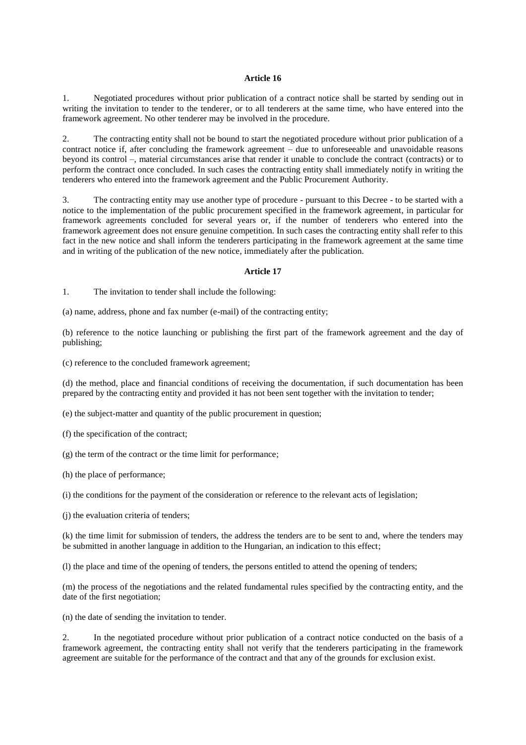### Article 16

1. Negotiated procedures without prior publication of a contract notice shall be started by sending out in writing the invitation to tender to the tenderer, or to all tenderers at the same time, who have entered into the framework agreement. No other tenderer may be involved in the procedure.

2. The contracting entity shall not be bound to start the negotiated procedure without prior publication of a contract notice if, after concluding the framework agreement – due to unforeseeable and unavoidable reasons beyond its control –, material circumstances arise that render it unable to conclude the contract (contracts) or to perform the contract once concluded. In such cases the contracting entity shall immediately notify in writing the tenderers who entered into the framework agreement and the Public Procurement Authority.

3. The contracting entity may use another type of procedure - pursuant to this Decree - to be started with a notice to the implementation of the public procurement specified in the framework agreement, in particular for framework agreements concluded for several years or, if the number of tenderers who entered into the framework agreement does not ensure genuine competition. In such cases the contracting entity shall refer to this fact in the new notice and shall inform the tenderers participating in the framework agreement at the same time and in writing of the publication of the new notice, immediately after the publication.

### Article 17

1. The invitation to tender shall include the following:

(a) name, address, phone and fax number (e-mail) of the contracting entity;

(b) reference to the notice launching or publishing the first part of the framework agreement and the day of publishing;

(c) reference to the concluded framework agreement;

(d) the method, place and financial conditions of receiving the documentation, if such documentation has been prepared by the contracting entity and provided it has not been sent together with the invitation to tender;

(e) the subject-matter and quantity of the public procurement in question;

(f) the specification of the contract;

(g) the term of the contract or the time limit for performance;

(h) the place of performance;

(i) the conditions for the payment of the consideration or reference to the relevant acts of legislation;

(j) the evaluation criteria of tenders;

(k) the time limit for submission of tenders, the address the tenders are to be sent to and, where the tenders may be submitted in another language in addition to the Hungarian, an indication to this effect;

(l) the place and time of the opening of tenders, the persons entitled to attend the opening of tenders;

(m) the process of the negotiations and the related fundamental rules specified by the contracting entity, and the date of the first negotiation;

(n) the date of sending the invitation to tender.

2. In the negotiated procedure without prior publication of a contract notice conducted on the basis of a framework agreement, the contracting entity shall not verify that the tenderers participating in the framework agreement are suitable for the performance of the contract and that any of the grounds for exclusion exist.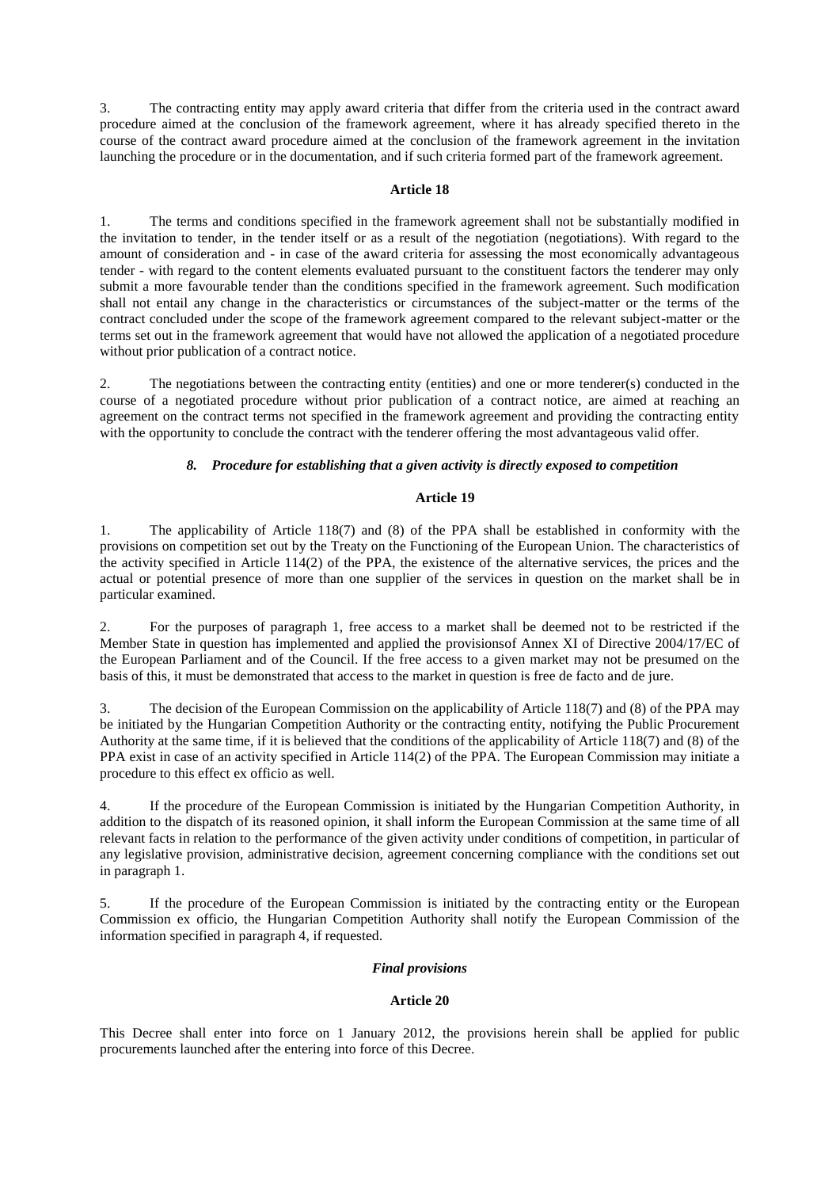3. The contracting entity may apply award criteria that differ from the criteria used in the contract award procedure aimed at the conclusion of the framework agreement, where it has already specified thereto in the course of the contract award procedure aimed at the conclusion of the framework agreement in the invitation launching the procedure or in the documentation, and if such criteria formed part of the framework agreement.

**Article 18**

1. The terms and conditions specified in the framework agreement shall not be substantially modified in the invitation to tender, in the tender itself or as a result of the negotiation (negotiations). With regard to the amount of consideration and - in case of the award criteria for assessing the most economically advantageous tender - with regard to the content elements evaluated pursuant to the constituent factors the tenderer may only submit a more favourable tender than the conditions specified in the framework agreement. Such modification shall not entail any change in the characteristics or circumstances of the subject-matter or the terms of the contract concluded under the scope of the framework agreement compared to the relevant subject-matter or the terms set out in the framework agreement that would have not allowed the application of a negotiated procedure without prior publication of a contract notice.

2. The negotiations between the contracting entity (entities) and one or more tenderer(s) conducted in the course of a negotiated procedure without prior publication of a contract notice, are aimed at reaching an agreement on the contract terms not specified in the framework agreement and providing the contracting entity with the opportunity to conclude the contract with the tenderer offering the most advantageous valid offer.

***8. Procedure for establishing that a given activity is directly exposed to competition***

**Article 19**

1. The applicability of Article 118(7) and (8) of the PPA shall be established in conformity with the provisions on competition set out by the Treaty on the Functioning of the European Union. The characteristics of the activity specified in Article 114(2) of the PPA, the existence of the alternative services, the prices and the actual or potential presence of more than one supplier of the services in question on the market shall be in particular examined.

2. For the purposes of paragraph 1, free access to a market shall be deemed not to be restricted if the Member State in question has implemented and applied the provisionsof Annex XI of Directive 2004/17/EC of the European Parliament and of the Council. If the free access to a given market may not be presumed on the basis of this, it must be demonstrated that access to the market in question is free de facto and de jure.

3. The decision of the European Commission on the applicability of Article 118(7) and (8) of the PPA may be initiated by the Hungarian Competition Authority or the contracting entity, notifying the Public Procurement Authority at the same time, if it is believed that the conditions of the applicability of Article 118(7) and (8) of the PPA exist in case of an activity specified in Article 114(2) of the PPA. The European Commission may initiate a procedure to this effect ex officio as well.

4. If the procedure of the European Commission is initiated by the Hungarian Competition Authority, in addition to the dispatch of its reasoned opinion, it shall inform the European Commission at the same time of all relevant facts in relation to the performance of the given activity under conditions of competition, in particular of any legislative provision, administrative decision, agreement concerning compliance with the conditions set out in paragraph 1.

5. If the procedure of the European Commission is initiated by the contracting entity or the European Commission ex officio, the Hungarian Competition Authority shall notify the European Commission of the information specified in paragraph 4, if requested.

***Final provisions***

**Article 20**

This Decree shall enter into force on 1 January 2012, the provisions herein shall be applied for public procurements launched after the entering into force of this Decree.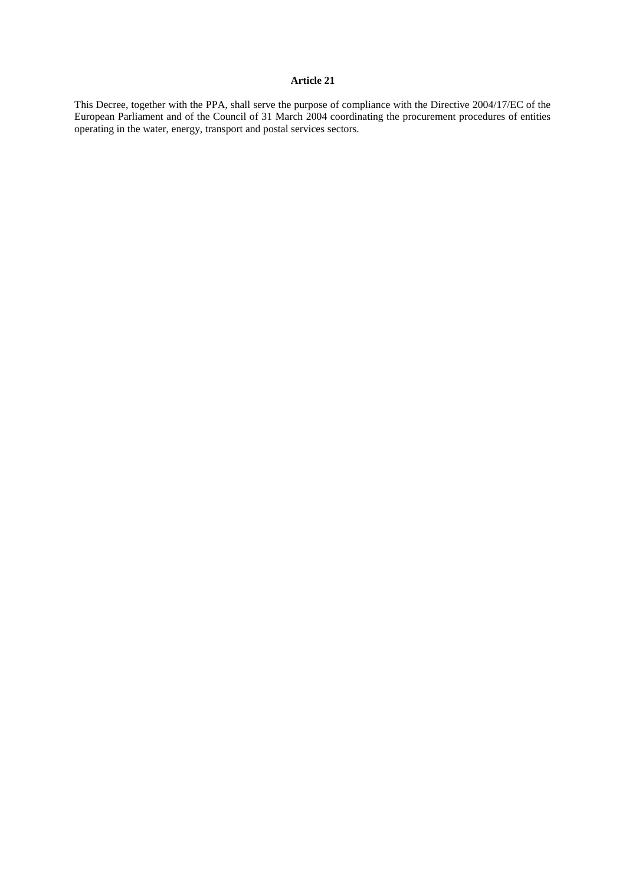### Article 21

This Decree, together with the PPA, shall serve the purpose of compliance with the Directive 2004/17/EC of the European Parliament and of the Council of 31 March 2004 coordinating the procurement procedures of entities operating in the water, energy, transport and postal services sectors.